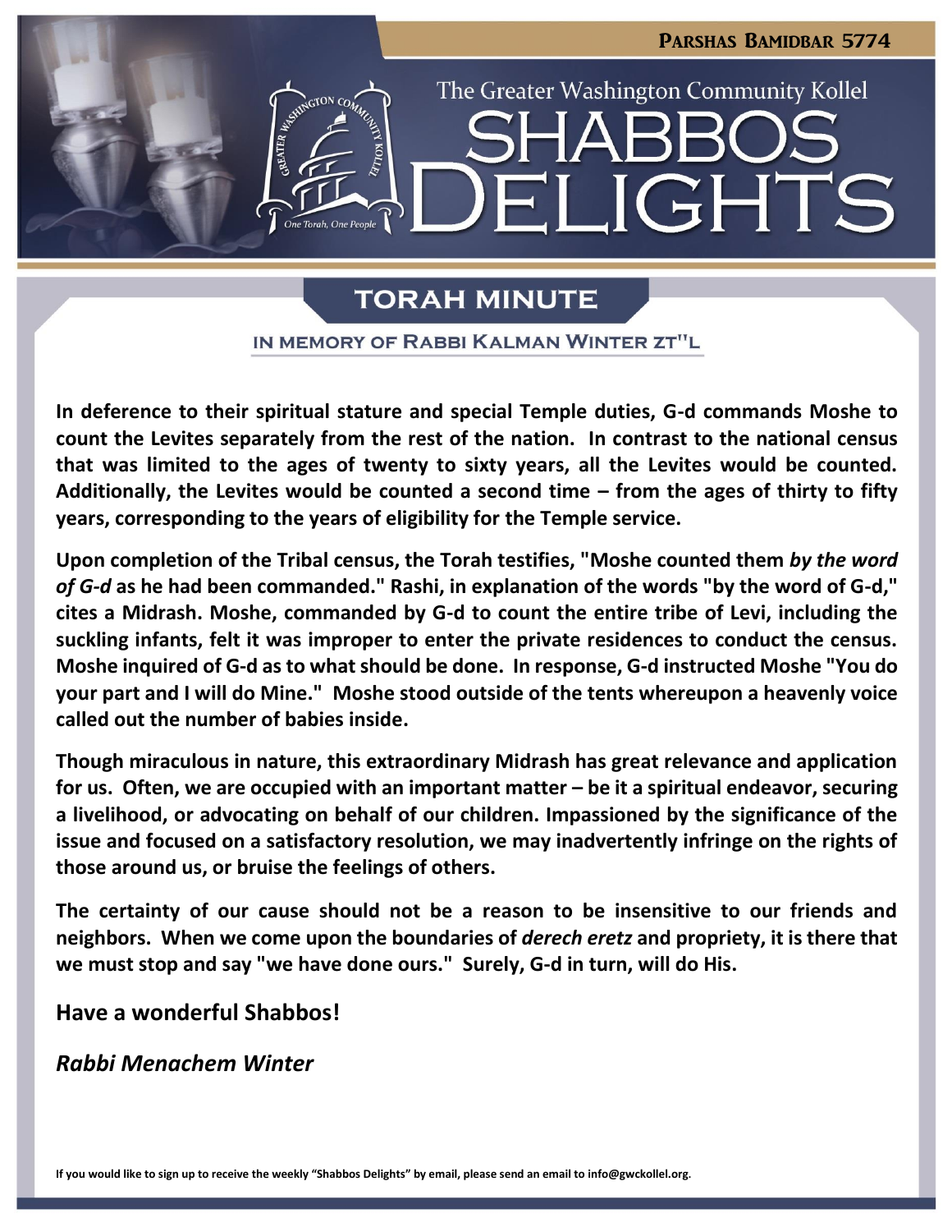Parshas Bamidbar 5774

The Greater Washington Community Kollel

# SHABBOS DELIGHTS

## TORAH MINUTE

IN MEMORY OF RABBI KALMAN WINTER ZT"L

**In deference to their spiritual stature and special Temple duties, G-d commands Moshe to count the Levites separately from the rest of the nation. In contrast to the national census that was limited to the ages of twenty to sixty years, all the Levites would be counted. Additionally, the Levites would be counted a second time – from the ages of thirty to fifty years, corresponding to the years of eligibility for the Temple service.**

**Upon completion of the Tribal census, the Torah testifies, "Moshe counted them *by the word of G-d* as he had been commanded." Rashi, in explanation of the words "by the word of G-d," cites a Midrash. Moshe, commanded by G-d to count the entire tribe of Levi, including the suckling infants, felt it was improper to enter the private residences to conduct the census. Moshe inquired of G-d as to what should be done. In response, G-d instructed Moshe "You do your part and I will do Mine." Moshe stood outside of the tents whereupon a heavenly voice called out the number of babies inside.**

**Though miraculous in nature, this extraordinary Midrash has great relevance and application for us. Often, we are occupied with an important matter – be it a spiritual endeavor, securing a livelihood, or advocating on behalf of our children. Impassioned by the significance of the issue and focused on a satisfactory resolution, we may inadvertently infringe on the rights of those around us, or bruise the feelings of others.**

**The certainty of our cause should not be a reason to be insensitive to our friends and neighbors. When we come upon the boundaries of *derech eretz* and propriety, it is there that we must stop and say "we have done ours." Surely, G-d in turn, will do His.**

**Have a wonderful Shabbos!**

***Rabbi Menachem Winter***

If you would like to sign up to receive the weekly "Shabbos Delights" by email, please send an email to info@gwckollel.org.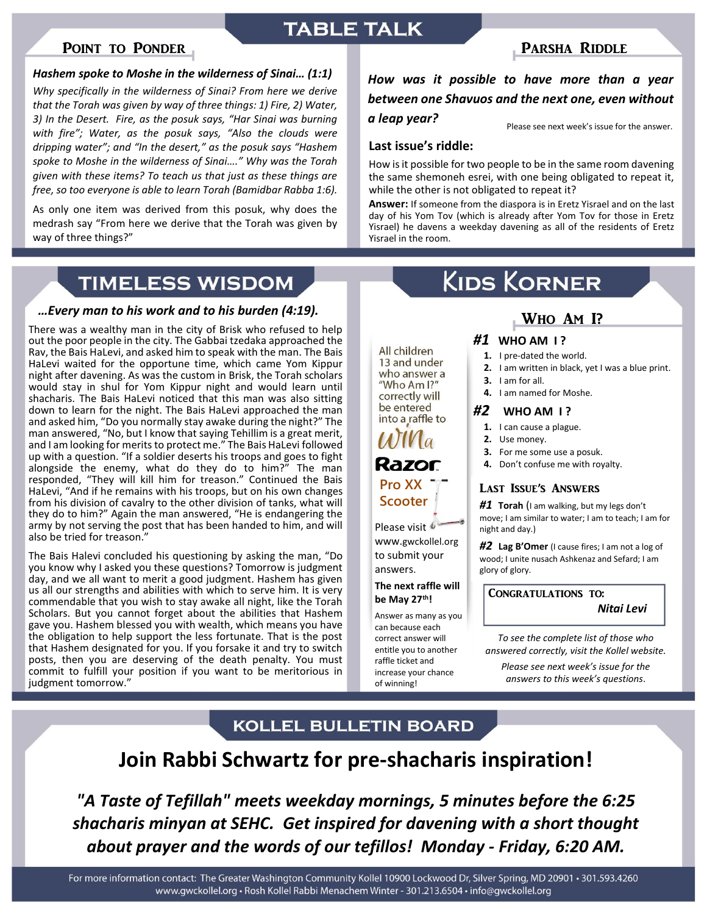# TABLE TALK

## Point to Ponder

***Hashem spoke to Moshe in the wilderness of Sinai… (1:1)***

*Why specifically in the wilderness of Sinai? From here we derive that the Torah was given by way of three things: 1) Fire, 2) Water, 3) In the Desert. Fire, as the posuk says, "Har Sinai was burning with fire"; Water, as the posuk says, "Also the clouds were dripping water"; and "In the desert," as the posuk says "Hashem spoke to Moshe in the wilderness of Sinai…." Why was the Torah given with these items? To teach us that just as these things are free, so too everyone is able to learn Torah (Bamidbar Rabba 1:6).*

As only one item was derived from this posuk, why does the medrash say "From here we derive that the Torah was given by way of three things?"

## Parsha Riddle

***How was it possible to have more than a year between one Shavuos and the next one, even without a leap year?***

Please see next week's issue for the answer.

### Last issue's riddle:

How is it possible for two people to be in the same room davening the same shemoneh esrei, with one being obligated to repeat it, while the other is not obligated to repeat it?

**Answer:** If someone from the diaspora is in Eretz Yisrael and on the last day of his Yom Tov (which is already after Yom Tov for those in Eretz Yisrael) he davens a weekday davening as all of the residents of Eretz Yisrael in the room.

# TIMELESS WISDOM

***…Every man to his work and to his burden (4:19).***

There was a wealthy man in the city of Brisk who refused to help out the poor people in the city. The Gabbai tzedaka approached the Rav, the Bais HaLevi, and asked him to speak with the man. The Bais HaLevi waited for the opportune time, which came Yom Kippur night after davening. As was the custom in Brisk, the Torah scholars would stay in shul for Yom Kippur night and would learn until shacharis. The Bais HaLevi noticed that this man was also sitting down to learn for the night. The Bais HaLevi approached the man and asked him, "Do you normally stay awake during the night?" The man answered, "No, but I know that saying Tehillim is a great merit, and I am looking for merits to protect me." The Bais HaLevi followed up with a question. "If a soldier deserts his troops and goes to fight alongside the enemy, what do they do to him?" The man responded, "They will kill him for treason." Continued the Bais HaLevi, "And if he remains with his troops, but on his own changes from his division of cavalry to the other division of tanks, what will they do to him?" Again the man answered, "He is endangering the army by not serving the post that has been handed to him, and will also be tried for treason."

The Bais Halevi concluded his questioning by asking the man, "Do you know why I asked you these questions? Tomorrow is judgment day, and we all want to merit a good judgment. Hashem has given us all our strengths and abilities with which to serve him. It is very commendable that you wish to stay awake all night, like the Torah Scholars. But you cannot forget about the abilities that Hashem gave you. Hashem blessed you with wealth, which means you have the obligation to help support the less fortunate. That is the post that Hashem designated for you. If you forsake it and try to switch posts, then you are deserving of the death penalty. You must commit to fulfill your position if you want to be meritorious in judgment tomorrow."

# Kids Korner

All children 13 and under who answer a "Who Am I?" correctly will be entered into a raffle to Win a Razor Pro XX Scooter

Please visit www.gwckollel.org to submit your answers.

**The next raffle will be May 27th!**

Answer as many as you can because each correct answer will entitle you to another raffle ticket and increase your chance of winning!

## Who Am I?

### #1 WHO AM I ?

1. I pre-dated the world.
2. I am written in black, yet I was a blue print.
3. I am for all.
4. I am named for Moshe.

### #2 WHO AM I ?

1. I can cause a plague.
2. Use money.
3. For me some use a posuk.
4. Don't confuse me with royalty.

### Last Issue's Answers

**#1 Torah** (I am walking, but my legs don't move; I am similar to water; I am to teach; I am for night and day.)

**#2 Lag B'Omer** (I cause fires; I am not a log of wood; I unite nusach Ashkenaz and Sefard; I am glory of glory.)

**Congratulations to:** *Nitai Levi*

*To see the complete list of those who answered correctly, visit the Kollel website.*

*Please see next week's issue for the answers to this week's questions.*

# KOLLEL BULLETIN BOARD

## Join Rabbi Schwartz for pre-shacharis inspiration!

***"A Taste of Tefillah" meets weekday mornings, 5 minutes before the 6:25 shacharis minyan at SEHC. Get inspired for davening with a short thought about prayer and the words of our tefillos! Monday - Friday, 6:20 AM.***

For more information contact: The Greater Washington Community Kollel 10900 Lockwood Dr, Silver Spring, MD 20901 • 301.593.4260
www.gwckollel.org • Rosh Kollel Rabbi Menachem Winter - 301.213.6504 • info@gwckollel.org